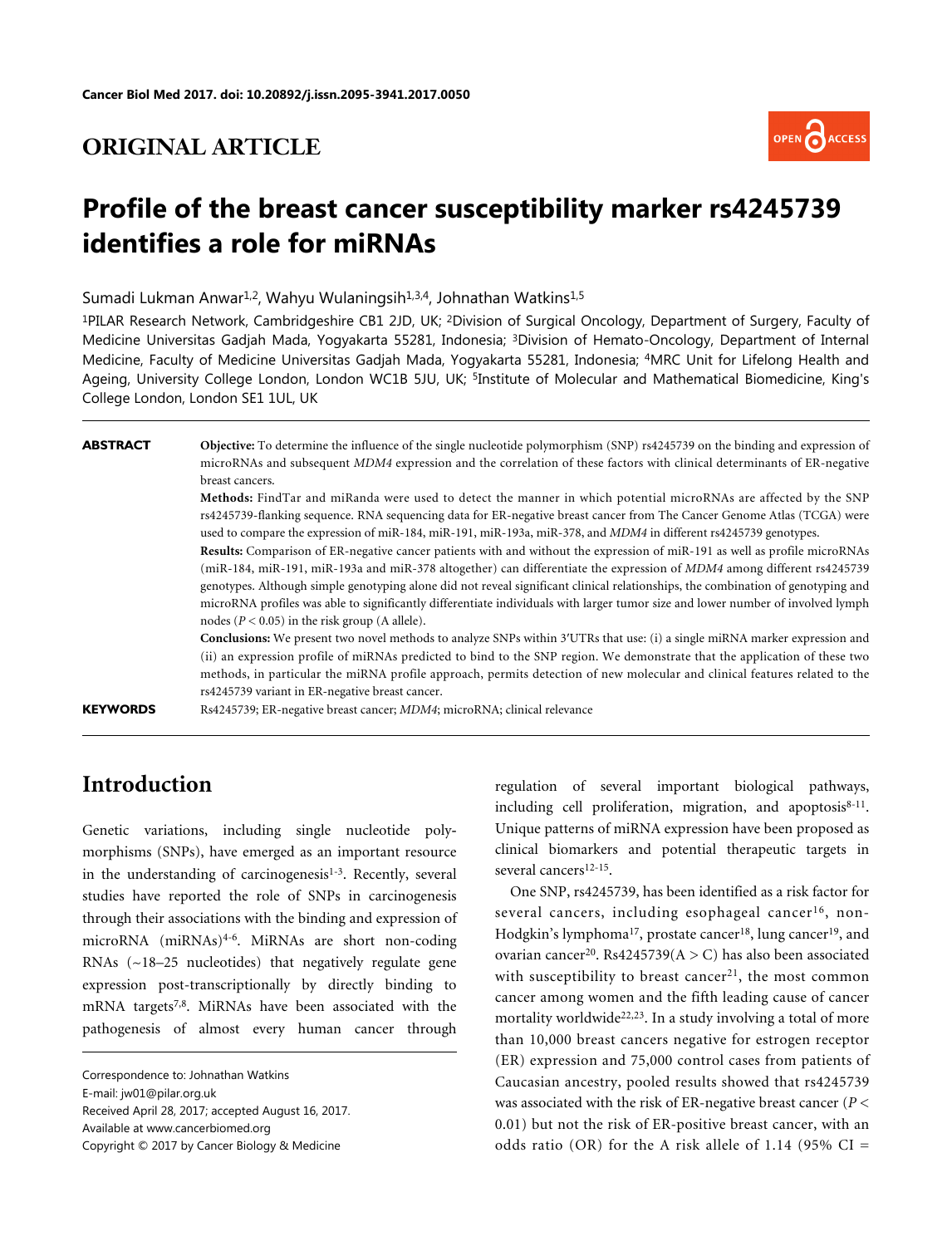ORIGINAL ARTICLE

# Profile of the breast cancer susceptibility marker rs4245739 identifies a role for miRNAs

Sumadi Lukman Anwar[1,2], Wahyu Wulaningsih[1,3,4], Johnathan Watkins[1,5]

[1]PILAR Research Network, Cambridgeshire CB1 2JD, UK; [2]Division of Surgical Oncology, Department of Surgery, Faculty of Medicine Universitas Gadjah Mada, Yogyakarta 55281, Indonesia; [3]Division of Hemato-Oncology, Department of Internal Medicine, Faculty of Medicine Universitas Gadjah Mada, Yogyakarta 55281, Indonesia; [4]MRC Unit for Lifelong Health and Ageing, University College London, London WC1B 5JU, UK; [5]Institute of Molecular and Mathematical Biomedicine, King's College London, London SE1 1UL, UK

**ABSTRACT**

**Objective:** To determine the influence of the single nucleotide polymorphism (SNP) rs4245739 on the binding and expression of microRNAs and subsequent *MDM4* expression and the correlation of these factors with clinical determinants of ER-negative breast cancers.

**Methods:** FindTar and miRanda were used to detect the manner in which potential microRNAs are affected by the SNP rs4245739-flanking sequence. RNA sequencing data for ER-negative breast cancer from The Cancer Genome Atlas (TCGA) were used to compare the expression of miR-184, miR-191, miR-193a, miR-378, and *MDM4* in different rs4245739 genotypes.

**Results:** Comparison of ER-negative cancer patients with and without the expression of miR-191 as well as profile microRNAs (miR-184, miR-191, miR-193a and miR-378 altogether) can differentiate the expression of *MDM4* among different rs4245739 genotypes. Although simple genotyping alone did not reveal significant clinical relationships, the combination of genotyping and microRNA profiles was able to significantly differentiate individuals with larger tumor size and lower number of involved lymph nodes ($P < 0.05$) in the risk group (A allele).

**Conclusions:** We present two novel methods to analyze SNPs within 3′UTRs that use: (i) a single miRNA marker expression and (ii) an expression profile of miRNAs predicted to bind to the SNP region. We demonstrate that the application of these two methods, in particular the miRNA profile approach, permits detection of new molecular and clinical features related to the rs4245739 variant in ER-negative breast cancer.

**KEYWORDS** Rs4245739; ER-negative breast cancer; *MDM4*; microRNA; clinical relevance

## Introduction

Genetic variations, including single nucleotide polymorphisms (SNPs), have emerged as an important resource in the understanding of carcinogenesis[1-3]. Recently, several studies have reported the role of SNPs in carcinogenesis through their associations with the binding and expression of microRNA (miRNAs)[4-6]. MiRNAs are short non-coding RNAs (~18–25 nucleotides) that negatively regulate gene expression post-transcriptionally by directly binding to mRNA targets[7,8]. MiRNAs have been associated with the pathogenesis of almost every human cancer through regulation of several important biological pathways, including cell proliferation, migration, and apoptosis[8-11]. Unique patterns of miRNA expression have been proposed as clinical biomarkers and potential therapeutic targets in several cancers[12-15].

One SNP, rs4245739, has been identified as a risk factor for several cancers, including esophageal cancer[16], non-Hodgkin's lymphoma[17], prostate cancer[18], lung cancer[19], and ovarian cancer[20]. Rs4245739(A > C) has also been associated with susceptibility to breast cancer[21], the most common cancer among women and the fifth leading cause of cancer mortality worldwide[22,23]. In a study involving a total of more than 10,000 breast cancers negative for estrogen receptor (ER) expression and 75,000 control cases from patients of Caucasian ancestry, pooled results showed that rs4245739 was associated with the risk of ER-negative breast cancer ($P < 0.01$) but not the risk of ER-positive breast cancer, with an odds ratio (OR) for the A risk allele of 1.14 (95% CI =

Correspondence to: Johnathan Watkins
E-mail: jw01@pilar.org.uk
Received April 28, 2017; accepted August 16, 2017.
Available at www.cancerbiomed.org
Copyright © 2017 by Cancer Biology & Medicine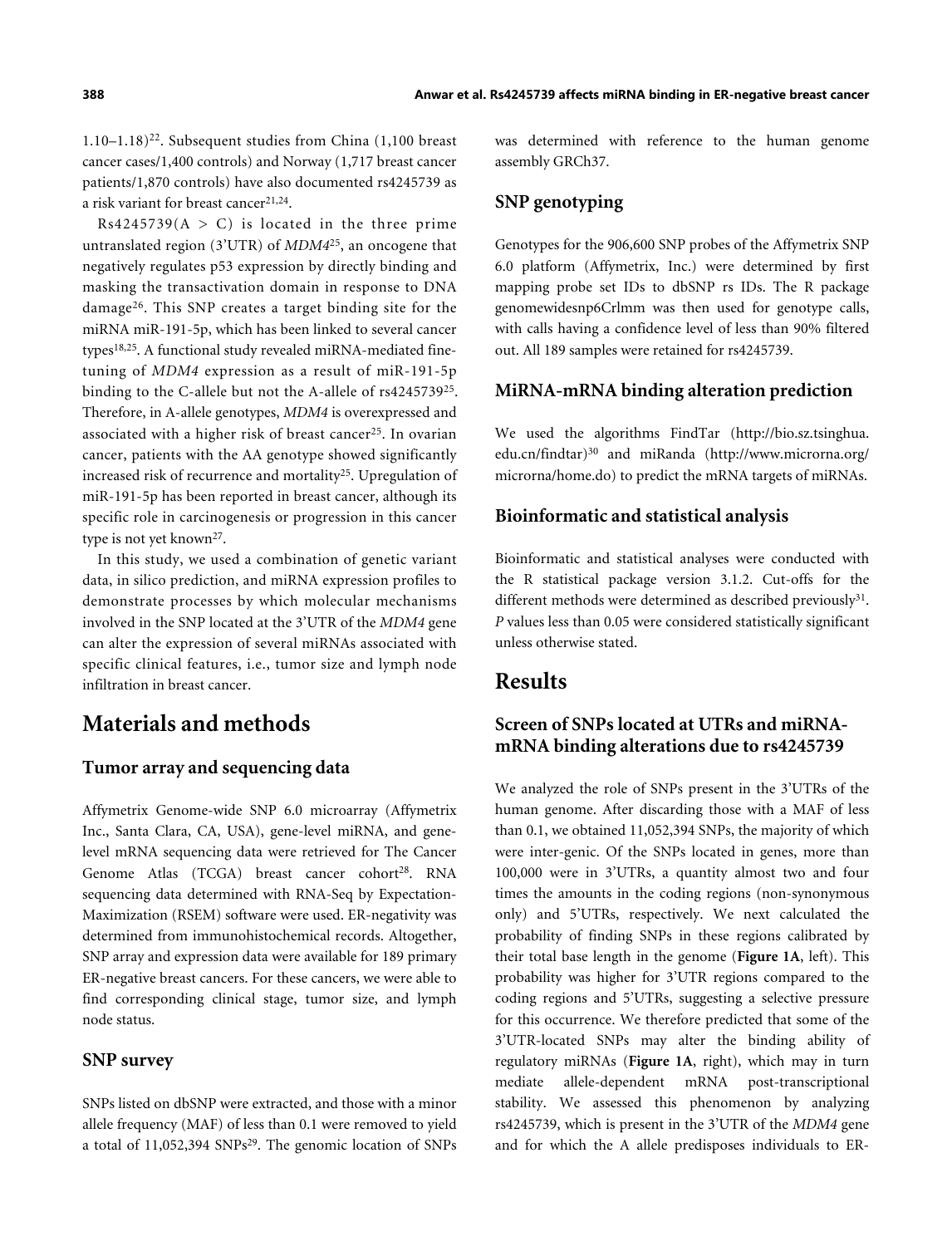1.10–1.18)[22]. Subsequent studies from China (1,100 breast cancer cases/1,400 controls) and Norway (1,717 breast cancer patients/1,870 controls) have also documented rs4245739 as a risk variant for breast cancer[21,24].

Rs4245739(A > C) is located in the three prime untranslated region (3'UTR) of *MDM4*[25], an oncogene that negatively regulates p53 expression by directly binding and masking the transactivation domain in response to DNA damage[26]. This SNP creates a target binding site for the miRNA miR-191-5p, which has been linked to several cancer types[18,25]. A functional study revealed miRNA-mediated fine-tuning of *MDM4* expression as a result of miR-191-5p binding to the C-allele but not the A-allele of rs4245739[25]. Therefore, in A-allele genotypes, *MDM4* is overexpressed and associated with a higher risk of breast cancer[25]. In ovarian cancer, patients with the AA genotype showed significantly increased risk of recurrence and mortality[25]. Upregulation of miR-191-5p has been reported in breast cancer, although its specific role in carcinogenesis or progression in this cancer type is not yet known[27].

In this study, we used a combination of genetic variant data, in silico prediction, and miRNA expression profiles to demonstrate processes by which molecular mechanisms involved in the SNP located at the 3'UTR of the *MDM4* gene can alter the expression of several miRNAs associated with specific clinical features, i.e., tumor size and lymph node infiltration in breast cancer.

# Materials and methods

## Tumor array and sequencing data

Affymetrix Genome-wide SNP 6.0 microarray (Affymetrix Inc., Santa Clara, CA, USA), gene-level miRNA, and gene-level mRNA sequencing data were retrieved for The Cancer Genome Atlas (TCGA) breast cancer cohort[28]. RNA sequencing data determined with RNA-Seq by Expectation-Maximization (RSEM) software were used. ER-negativity was determined from immunohistochemical records. Altogether, SNP array and expression data were available for 189 primary ER-negative breast cancers. For these cancers, we were able to find corresponding clinical stage, tumor size, and lymph node status.

## SNP survey

SNPs listed on dbSNP were extracted, and those with a minor allele frequency (MAF) of less than 0.1 were removed to yield a total of 11,052,394 SNPs[29]. The genomic location of SNPs was determined with reference to the human genome assembly GRCh37.

## SNP genotyping

Genotypes for the 906,600 SNP probes of the Affymetrix SNP 6.0 platform (Affymetrix, Inc.) were determined by first mapping probe set IDs to dbSNP rs IDs. The R package genomewidesnp6Crlmm was then used for genotype calls, with calls having a confidence level of less than 90% filtered out. All 189 samples were retained for rs4245739.

## MiRNA-mRNA binding alteration prediction

We used the algorithms FindTar (http://bio.sz.tsinghua.edu.cn/findtar)[30] and miRanda (http://www.microrna.org/microrna/home.do) to predict the mRNA targets of miRNAs.

## Bioinformatic and statistical analysis

Bioinformatic and statistical analyses were conducted with the R statistical package version 3.1.2. Cut-offs for the different methods were determined as described previously[31]. *P* values less than 0.05 were considered statistically significant unless otherwise stated.

# Results

## Screen of SNPs located at UTRs and miRNA-mRNA binding alterations due to rs4245739

We analyzed the role of SNPs present in the 3'UTRs of the human genome. After discarding those with a MAF of less than 0.1, we obtained 11,052,394 SNPs, the majority of which were inter-genic. Of the SNPs located in genes, more than 100,000 were in 3'UTRs, a quantity almost two and four times the amounts in the coding regions (non-synonymous only) and 5'UTRs, respectively. We next calculated the probability of finding SNPs in these regions calibrated by their total base length in the genome (**Figure 1A**, left). This probability was higher for 3'UTR regions compared to the coding regions and 5'UTRs, suggesting a selective pressure for this occurrence. We therefore predicted that some of the 3'UTR-located SNPs may alter the binding ability of regulatory miRNAs (**Figure 1A**, right), which may in turn mediate allele-dependent mRNA post-transcriptional stability. We assessed this phenomenon by analyzing rs4245739, which is present in the 3'UTR of the *MDM4* gene and for which the A allele predisposes individuals to ER-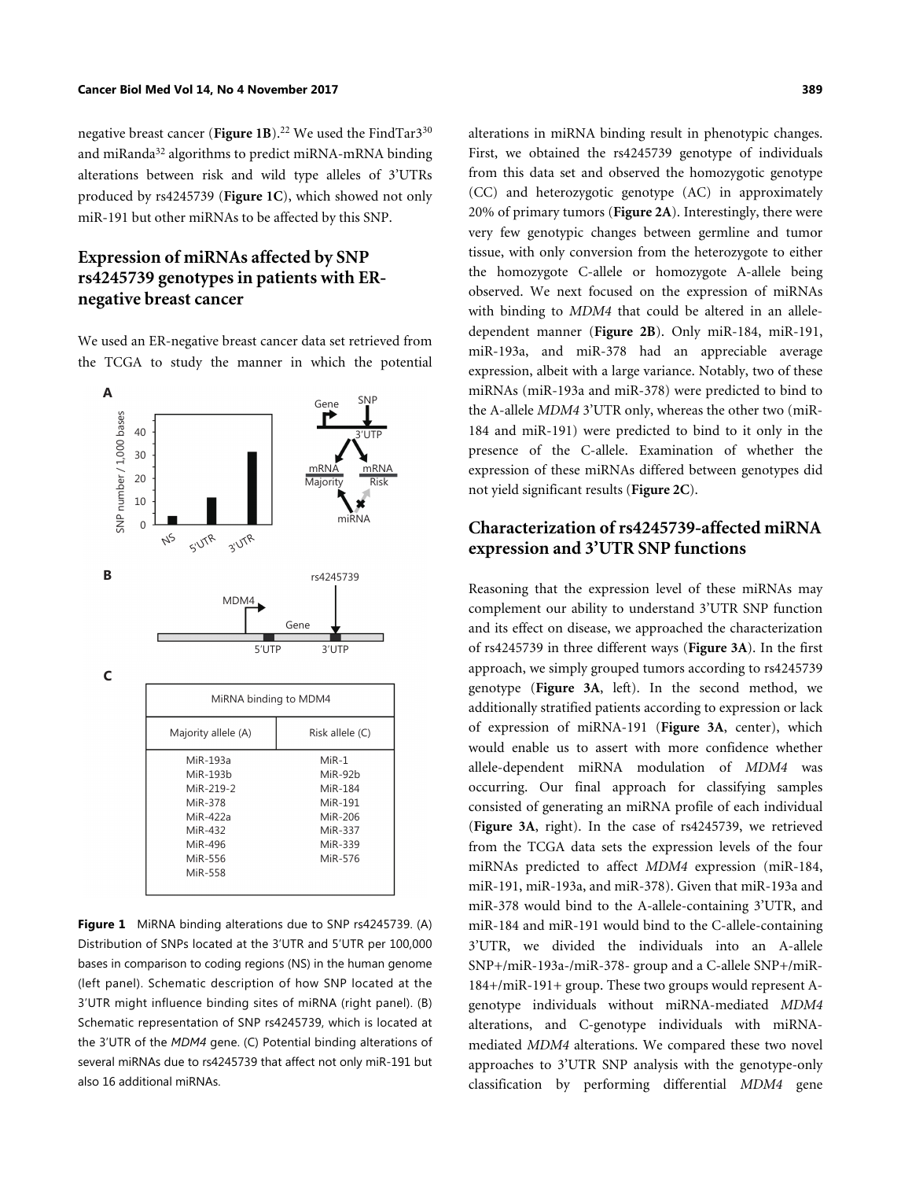negative breast cancer (**Figure 1B**).[22] We used the FindTar3[30] and miRanda[32] algorithms to predict miRNA-mRNA binding alterations between risk and wild type alleles of 3'UTRs produced by rs4245739 (**Figure 1C**), which showed not only miR-191 but other miRNAs to be affected by this SNP.

## Expression of miRNAs affected by SNP rs4245739 genotypes in patients with ER-negative breast cancer

We used an ER-negative breast cancer data set retrieved from the TCGA to study the manner in which the potential alterations in miRNA binding result in phenotypic changes. First, we obtained the rs4245739 genotype of individuals from this data set and observed the homozygotic genotype (CC) and heterozygotic genotype (AC) in approximately 20% of primary tumors (**Figure 2A**). Interestingly, there were very few genotypic changes between germline and tumor tissue, with only conversion from the heterozygote to either the homozygote C-allele or homozygote A-allele being observed. We next focused on the expression of miRNAs with binding to *MDM4* that could be altered in an allele-dependent manner (**Figure 2B**). Only miR-184, miR-191, miR-193a, and miR-378 had an appreciable average expression, albeit with a large variance. Notably, two of these miRNAs (miR-193a and miR-378) were predicted to bind to the A-allele *MDM4* 3'UTR only, whereas the other two (miR-184 and miR-191) were predicted to bind to it only in the presence of the C-allele. Examination of whether the expression of these miRNAs differed between genotypes did not yield significant results (**Figure 2C**).

**C**

| MiRNA binding to MDM4 | |
|---|---|
| Majority allele (A) | Risk allele (C) |
| MiR-193a | MiR-1 |
| MiR-193b | MiR-92b |
| MiR-219-2 | MiR-184 |
| MiR-378 | MiR-191 |
| MiR-422a | MiR-206 |
| MiR-432 | MiR-337 |
| MiR-496 | MiR-339 |
| MiR-556 | MiR-576 |
| MiR-558 | |

**Figure 1** MiRNA binding alterations due to SNP rs4245739. (A) Distribution of SNPs located at the 3'UTR and 5'UTR per 100,000 bases in comparison to coding regions (NS) in the human genome (left panel). Schematic description of how SNP located at the 3'UTR might influence binding sites of miRNA (right panel). (B) Schematic representation of SNP rs4245739, which is located at the 3'UTR of the *MDM4* gene. (C) Potential binding alterations of several miRNAs due to rs4245739 that affect not only miR-191 but also 16 additional miRNAs.

## Characterization of rs4245739-affected miRNA expression and 3'UTR SNP functions

Reasoning that the expression level of these miRNAs may complement our ability to understand 3'UTR SNP function and its effect on disease, we approached the characterization of rs4245739 in three different ways (**Figure 3A**). In the first approach, we simply grouped tumors according to rs4245739 genotype (**Figure 3A**, left). In the second method, we additionally stratified patients according to expression or lack of expression of miRNA-191 (**Figure 3A**, center), which would enable us to assert with more confidence whether allele-dependent miRNA modulation of *MDM4* was occurring. Our final approach for classifying samples consisted of generating an miRNA profile of each individual (**Figure 3A**, right). In the case of rs4245739, we retrieved from the TCGA data sets the expression levels of the four miRNAs predicted to affect *MDM4* expression (miR-184, miR-191, miR-193a, and miR-378). Given that miR-193a and miR-378 would bind to the A-allele-containing 3'UTR, and miR-184 and miR-191 would bind to the C-allele-containing 3'UTR, we divided the individuals into an A-allele SNP+/miR-193a-/miR-378- group and a C-allele SNP+/miR-184+/miR-191+ group. These two groups would represent A-genotype individuals without miRNA-mediated *MDM4* alterations, and C-genotype individuals with miRNA-mediated *MDM4* alterations. We compared these two novel approaches to 3'UTR SNP analysis with the genotype-only classification by performing differential *MDM4* gene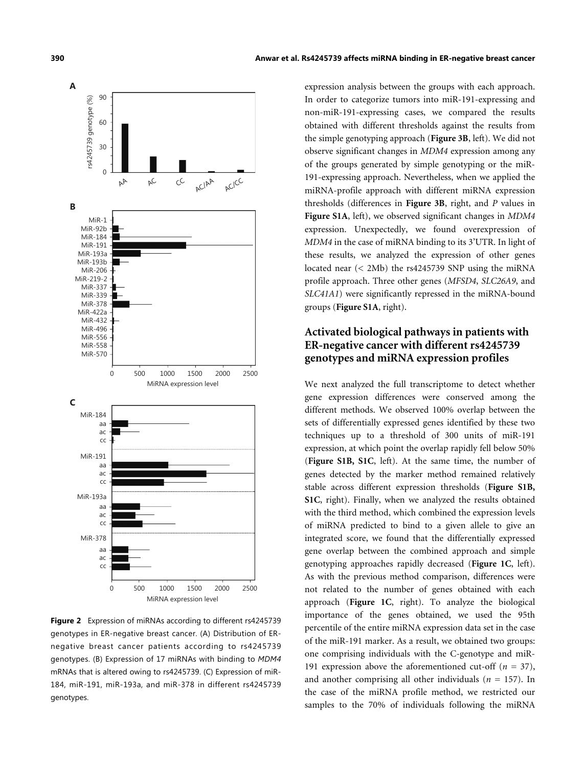**Figure 2** Expression of miRNAs according to different rs4245739 genotypes in ER-negative breast cancer. (A) Distribution of ER-negative breast cancer patients according to rs4245739 genotypes. (B) Expression of 17 miRNAs with binding to *MDM4* mRNAs that is altered owing to rs4245739. (C) Expression of miR-184, miR-191, miR-193a, and miR-378 in different rs4245739 genotypes.

expression analysis between the groups with each approach. In order to categorize tumors into miR-191-expressing and non-miR-191-expressing cases, we compared the results obtained with different thresholds against the results from the simple genotyping approach (**Figure 3B**, left). We did not observe significant changes in *MDM4* expression among any of the groups generated by simple genotyping or the miR-191-expressing approach. Nevertheless, when we applied the miRNA-profile approach with different miRNA expression thresholds (differences in **Figure 3B**, right, and *P* values in **Figure S1A**, left), we observed significant changes in *MDM4* expression. Unexpectedly, we found overexpression of *MDM4* in the case of miRNA binding to its 3'UTR. In light of these results, we analyzed the expression of other genes located near (< 2Mb) the rs4245739 SNP using the miRNA profile approach. Three other genes (*MFSD4*, *SLC26A9*, and *SLC41A1*) were significantly repressed in the miRNA-bound groups (**Figure S1A**, right).

## Activated biological pathways in patients with ER-negative cancer with different rs4245739 genotypes and miRNA expression profiles

We next analyzed the full transcriptome to detect whether gene expression differences were conserved among the different methods. We observed 100% overlap between the sets of differentially expressed genes identified by these two techniques up to a threshold of 300 units of miR-191 expression, at which point the overlap rapidly fell below 50% (**Figure S1B, S1C**, left). At the same time, the number of genes detected by the marker method remained relatively stable across different expression thresholds (**Figure S1B, S1C**, right). Finally, when we analyzed the results obtained with the third method, which combined the expression levels of miRNA predicted to bind to a given allele to give an integrated score, we found that the differentially expressed gene overlap between the combined approach and simple genotyping approaches rapidly decreased (**Figure 1C**, left). As with the previous method comparison, differences were not related to the number of genes obtained with each approach (**Figure 1C**, right). To analyze the biological importance of the genes obtained, we used the 95th percentile of the entire miRNA expression data set in the case of the miR-191 marker. As a result, we obtained two groups: one comprising individuals with the C-genotype and miR-191 expression above the aforementioned cut-off ($n$ = 37), and another comprising all other individuals ($n$ = 157). In the case of the miRNA profile method, we restricted our samples to the 70% of individuals following the miRNA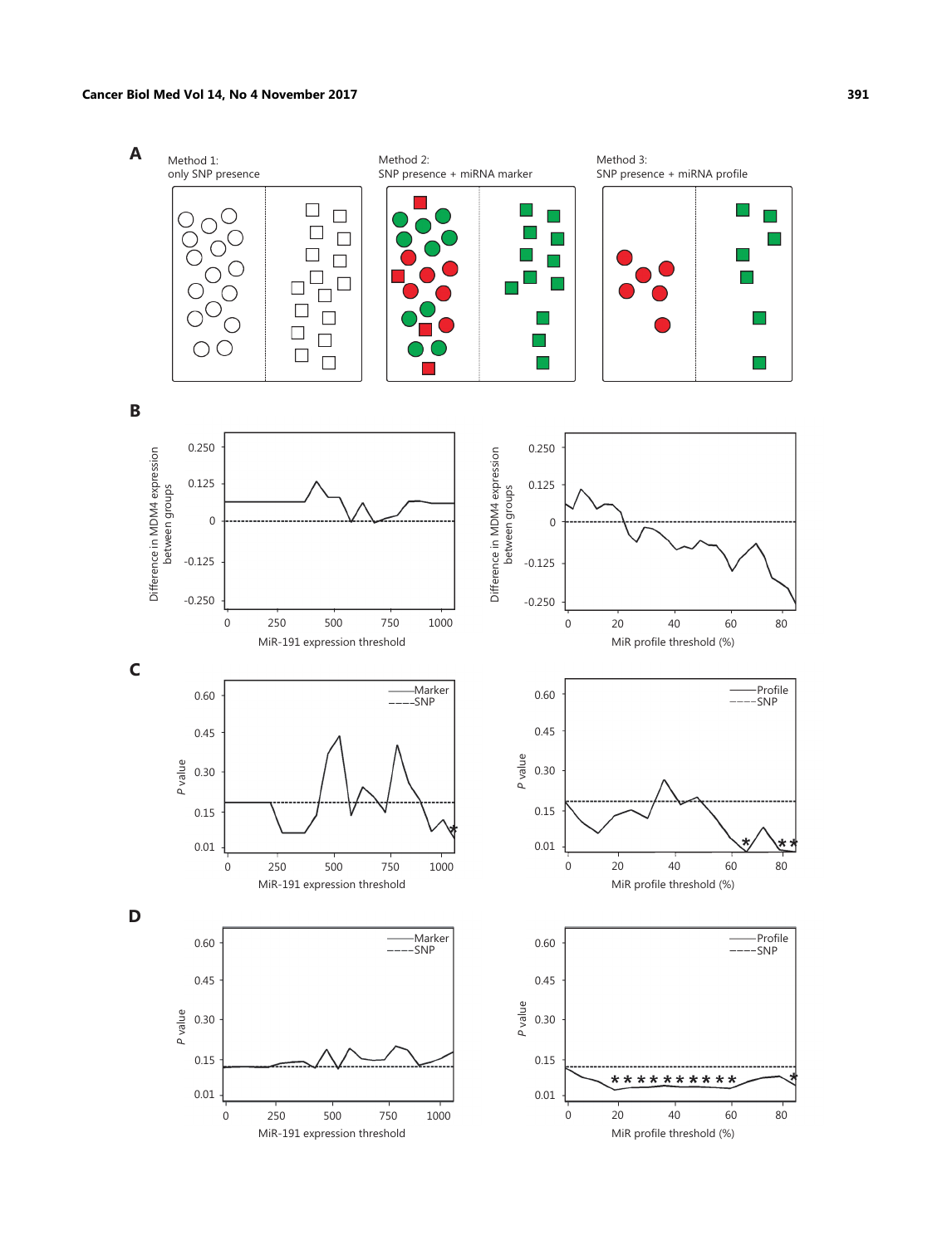**A**

Method 1: only SNP presence

Method 2: SNP presence + miRNA marker

Method 3: SNP presence + miRNA profile

**B**

Difference in MDM4 expression between groups

MiR-191 expression threshold

MiR profile threshold (%)

**C**

*P* value

Marker / SNP

Profile / SNP

MiR-191 expression threshold

MiR profile threshold (%)

**D**

*P* value

Marker / SNP

Profile / SNP

MiR-191 expression threshold

MiR profile threshold (%)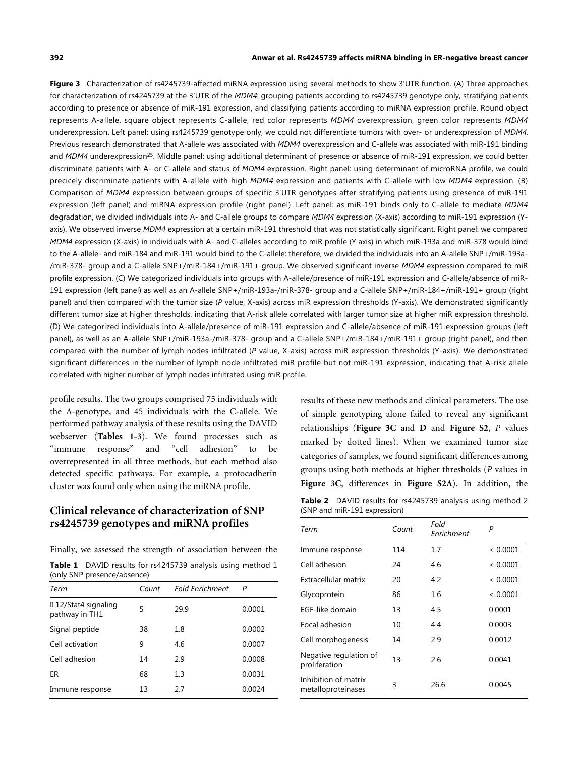**Figure 3** Characterization of rs4245739-affected miRNA expression using several methods to show 3′UTR function. (A) Three approaches for characterization of rs4245739 at the 3′UTR of the *MDM4*: grouping patients according to rs4245739 genotype only, stratifying patients according to presence or absence of miR-191 expression, and classifying patients according to miRNA expression profile. Round object represents A-allele, square object represents C-allele, red color represents *MDM4* overexpression, green color represents *MDM4* underexpression. Left panel: using rs4245739 genotype only, we could not differentiate tumors with over- or underexpression of *MDM4*. Previous research demonstrated that A-allele was associated with *MDM4* overexpression and C-allele was associated with miR-191 binding and *MDM4* underexpression[25]. Middle panel: using additional determinant of presence or absence of miR-191 expression, we could better discriminate patients with A- or C-allele and status of *MDM4* expression. Right panel: using determinant of microRNA profile, we could precicely discriminate patients with A-allele with high *MDM4* expression and patients with C-allele with low *MDM4* expression. (B) Comparison of *MDM4* expression between groups of specific 3′UTR genotypes after stratifying patients using presence of miR-191 expression (left panel) and miRNA expression profile (right panel). Left panel: as miR-191 binds only to C-allele to mediate *MDM4* degradation, we divided individuals into A- and C-allele groups to compare *MDM4* expression (X-axis) according to miR-191 expression (Y-axis). We observed inverse *MDM4* expression at a certain miR-191 threshold that was not statistically significant. Right panel: we compared *MDM4* expression (X-axis) in individuals with A- and C-alleles according to miR profile (Y axis) in which miR-193a and miR-378 would bind to the A-allele- and miR-184 and miR-191 would bind to the C-allele; therefore, we divided the individuals into an A-allele SNP+/miR-193a-/miR-378- group and a C-allele SNP+/miR-184+/miR-191+ group. We observed significant inverse *MDM4* expression compared to miR profile expression. (C) We categorized individuals into groups with A-allele/presence of miR-191 expression and C-allele/absence of miR-191 expression (left panel) as well as an A-allele SNP+/miR-193a-/miR-378- group and a C-allele SNP+/miR-184+/miR-191+ group (right panel) and then compared with the tumor size (*P* value, X-axis) across miR expression thresholds (Y-axis). We demonstrated significantly different tumor size at higher thresholds, indicating that A-risk allele correlated with larger tumor size at higher miR expression threshold. (D) We categorized individuals into A-allele/presence of miR-191 expression and C-allele/absence of miR-191 expression groups (left panel), as well as an A-allele SNP+/miR-193a-/miR-378- group and a C-allele SNP+/miR-184+/miR-191+ group (right panel), and then compared with the number of lymph nodes infiltrated (*P* value, X-axis) across miR expression thresholds (Y-axis). We demonstrated significant differences in the number of lymph node infiltrated miR profile but not miR-191 expression, indicating that A-risk allele correlated with higher number of lymph nodes infiltrated using miR profile.

profile results. The two groups comprised 75 individuals with the A-genotype, and 45 individuals with the C-allele. We performed pathway analysis of these results using the DAVID webserver (**Tables 1-3**). We found processes such as "immune response" and "cell adhesion" to be overrepresented in all three methods, but each method also detected specific pathways. For example, a protocadherin cluster was found only when using the miRNA profile.

## Clinical relevance of characterization of SNP rs4245739 genotypes and miRNA profiles

Finally, we assessed the strength of association between the results of these new methods and clinical parameters. The use of simple genotyping alone failed to reveal any significant relationships (**Figure 3C** and **D** and **Figure S2**, *P* values marked by dotted lines). When we examined tumor size categories of samples, we found significant differences among groups using both methods at higher thresholds (*P* values in **Figure 3C**, differences in **Figure S2A**). In addition, the

**Table 1** DAVID results for rs4245739 analysis using method 1 (only SNP presence/absence)

| *Term* | *Count* | *Fold Enrichment* | *P* |
|---|---|---|---|
| IL12/Stat4 signaling pathway in TH1 | 5 | 29.9 | 0.0001 |
| Signal peptide | 38 | 1.8 | 0.0002 |
| Cell activation | 9 | 4.6 | 0.0007 |
| Cell adhesion | 14 | 2.9 | 0.0008 |
| ER | 68 | 1.3 | 0.0031 |
| Immune response | 13 | 2.7 | 0.0024 |

**Table 2** DAVID results for rs4245739 analysis using method 2 (SNP and miR-191 expression)

| *Term* | *Count* | *Fold Enrichment* | *P* |
|---|---|---|---|
| Immune response | 114 | 1.7 | < 0.0001 |
| Cell adhesion | 24 | 4.6 | < 0.0001 |
| Extracellular matrix | 20 | 4.2 | < 0.0001 |
| Glycoprotein | 86 | 1.6 | < 0.0001 |
| EGF-like domain | 13 | 4.5 | 0.0001 |
| Focal adhesion | 10 | 4.4 | 0.0003 |
| Cell morphogenesis | 14 | 2.9 | 0.0012 |
| Negative regulation of proliferation | 13 | 2.6 | 0.0041 |
| Inhibition of matrix metalloproteinases | 3 | 26.6 | 0.0045 |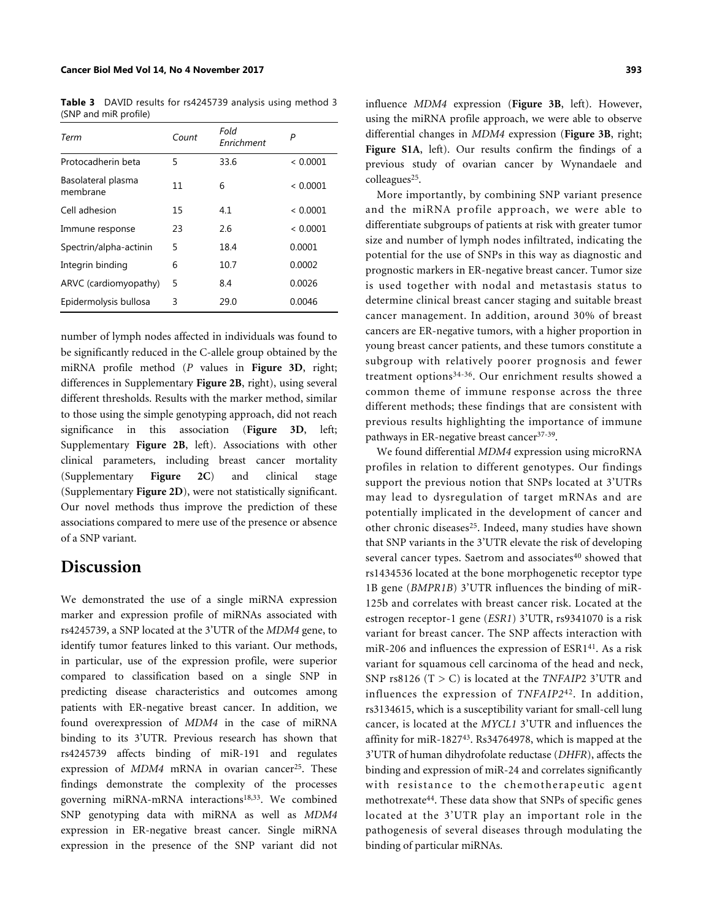**Table 3** DAVID results for rs4245739 analysis using method 3 (SNP and miR profile)

| *Term* | *Count* | *Fold Enrichment* | *P* |
|---|---|---|---|
| Protocadherin beta | 5 | 33.6 | < 0.0001 |
| Basolateral plasma membrane | 11 | 6 | < 0.0001 |
| Cell adhesion | 15 | 4.1 | < 0.0001 |
| Immune response | 23 | 2.6 | < 0.0001 |
| Spectrin/alpha-actinin | 5 | 18.4 | 0.0001 |
| Integrin binding | 6 | 10.7 | 0.0002 |
| ARVC (cardiomyopathy) | 5 | 8.4 | 0.0026 |
| Epidermolysis bullosa | 3 | 29.0 | 0.0046 |

number of lymph nodes affected in individuals was found to be significantly reduced in the C-allele group obtained by the miRNA profile method (*P* values in **Figure 3D**, right; differences in Supplementary **Figure 2B**, right), using several different thresholds. Results with the marker method, similar to those using the simple genotyping approach, did not reach significance in this association (**Figure 3D**, left; Supplementary **Figure 2B**, left). Associations with other clinical parameters, including breast cancer mortality (Supplementary **Figure 2C**) and clinical stage (Supplementary **Figure 2D**), were not statistically significant. Our novel methods thus improve the prediction of these associations compared to mere use of the presence or absence of a SNP variant.

## Discussion

We demonstrated the use of a single miRNA expression marker and expression profile of miRNAs associated with rs4245739, a SNP located at the 3'UTR of the *MDM4* gene, to identify tumor features linked to this variant. Our methods, in particular, use of the expression profile, were superior compared to classification based on a single SNP in predicting disease characteristics and outcomes among patients with ER-negative breast cancer. In addition, we found overexpression of *MDM4* in the case of miRNA binding to its 3'UTR. Previous research has shown that rs4245739 affects binding of miR-191 and regulates expression of *MDM4* mRNA in ovarian cancer[25]. These findings demonstrate the complexity of the processes governing miRNA-mRNA interactions[18,33]. We combined SNP genotyping data with miRNA as well as *MDM4* expression in ER-negative breast cancer. Single miRNA expression in the presence of the SNP variant did not influence *MDM4* expression (**Figure 3B**, left). However, using the miRNA profile approach, we were able to observe differential changes in *MDM4* expression (**Figure 3B**, right; **Figure S1A**, left). Our results confirm the findings of a previous study of ovarian cancer by Wynandaele and colleagues[25].

More importantly, by combining SNP variant presence and the miRNA profile approach, we were able to differentiate subgroups of patients at risk with greater tumor size and number of lymph nodes infiltrated, indicating the potential for the use of SNPs in this way as diagnostic and prognostic markers in ER-negative breast cancer. Tumor size is used together with nodal and metastasis status to determine clinical breast cancer staging and suitable breast cancer management. In addition, around 30% of breast cancers are ER-negative tumors, with a higher proportion in young breast cancer patients, and these tumors constitute a subgroup with relatively poorer prognosis and fewer treatment options[34-36]. Our enrichment results showed a common theme of immune response across the three different methods; these findings that are consistent with previous results highlighting the importance of immune pathways in ER-negative breast cancer[37-39].

We found differential *MDM4* expression using microRNA profiles in relation to different genotypes. Our findings support the previous notion that SNPs located at 3'UTRs may lead to dysregulation of target mRNAs and are potentially implicated in the development of cancer and other chronic diseases[25]. Indeed, many studies have shown that SNP variants in the 3'UTR elevate the risk of developing several cancer types. Saetrom and associates[40] showed that rs1434536 located at the bone morphogenetic receptor type 1B gene (*BMPR1B*) 3'UTR influences the binding of miR-125b and correlates with breast cancer risk. Located at the estrogen receptor-1 gene (*ESR1*) 3'UTR, rs9341070 is a risk variant for breast cancer. The SNP affects interaction with miR-206 and influences the expression of ESR1[41]. As a risk variant for squamous cell carcinoma of the head and neck, SNP rs8126 (T > C) is located at the *TNFAIP2* 3'UTR and influences the expression of *TNFAIP2*[42]. In addition, rs3134615, which is a susceptibility variant for small-cell lung cancer, is located at the *MYCL1* 3'UTR and influences the affinity for miR-1827[43]. Rs34764978, which is mapped at the 3'UTR of human dihydrofolate reductase (*DHFR*), affects the binding and expression of miR-24 and correlates significantly with resistance to the chemotherapeutic agent methotrexate[44]. These data show that SNPs of specific genes located at the 3'UTR play an important role in the pathogenesis of several diseases through modulating the binding of particular miRNAs.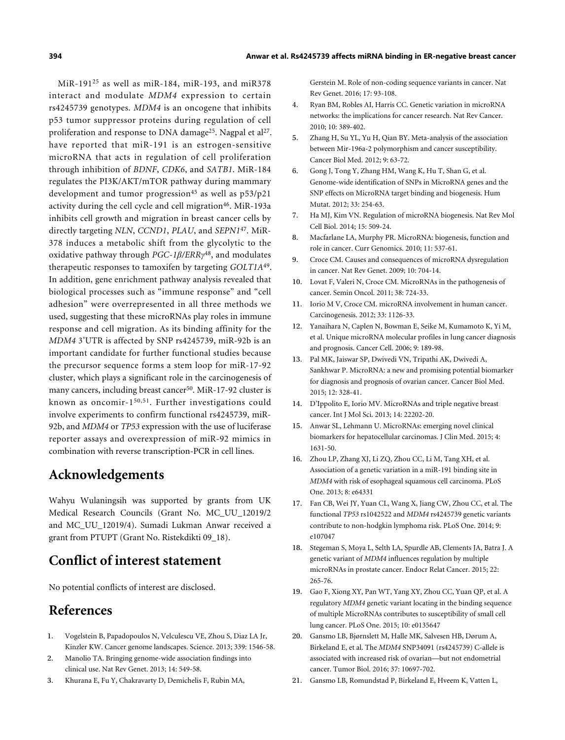MiR-191[25] as well as miR-184, miR-193, and miR378 interact and modulate *MDM4* expression to certain rs4245739 genotypes. *MDM4* is an oncogene that inhibits p53 tumor suppressor proteins during regulation of cell proliferation and response to DNA damage[25]. Nagpal et al[27]. have reported that miR-191 is an estrogen-sensitive microRNA that acts in regulation of cell proliferation through inhibition of *BDNF*, *CDK6*, and *SATB1*. MiR-184 regulates the PI3K/AKT/mTOR pathway during mammary development and tumor progression[45] as well as p53/p21 activity during the cell cycle and cell migration[46]. MiR-193a inhibits cell growth and migration in breast cancer cells by directly targeting *NLN*, *CCND1*, *PLAU*, and *SEPN1*[47]. MiR-378 induces a metabolic shift from the glycolytic to the oxidative pathway through *PGC-1β/ERRγ*[48], and modulates therapeutic responses to tamoxifen by targeting *GOLT1A*[49]. In addition, gene enrichment pathway analysis revealed that biological processes such as "immune response" and "cell adhesion" were overrepresented in all three methods we used, suggesting that these microRNAs play roles in immune response and cell migration. As its binding affinity for the *MDM4* 3'UTR is affected by SNP rs4245739, miR-92b is an important candidate for further functional studies because the precursor sequence forms a stem loop for miR-17-92 cluster, which plays a significant role in the carcinogenesis of many cancers, including breast cancer[50]. MiR-17-92 cluster is known as oncomir-1[50,51]. Further investigations could involve experiments to confirm functional rs4245739, miR-92b, and *MDM4* or *TP53* expression with the use of luciferase reporter assays and overexpression of miR-92 mimics in combination with reverse transcription-PCR in cell lines.

## Acknowledgements

Wahyu Wulaningsih was supported by grants from UK Medical Research Councils (Grant No. MC_UU_12019/2 and MC_UU_12019/4). Sumadi Lukman Anwar received a grant from PTUPT (Grant No. Ristekdikti 09_18).

## Conflict of interest statement

No potential conflicts of interest are disclosed.

## References

1. Vogelstein B, Papadopoulos N, Velculescu VE, Zhou S, Diaz LA Jr, Kinzler KW. Cancer genome landscapes. Science. 2013; 339: 1546-58.
2. Manolio TA. Bringing genome-wide association findings into clinical use. Nat Rev Genet. 2013; 14: 549-58.
3. Khurana E, Fu Y, Chakravarty D, Demichelis F, Rubin MA, Gerstein M. Role of non-coding sequence variants in cancer. Nat Rev Genet. 2016; 17: 93-108.
4. Ryan BM, Robles AI, Harris CC. Genetic variation in microRNA networks: the implications for cancer research. Nat Rev Cancer. 2010; 10: 389-402.
5. Zhang H, Su YL, Yu H, Qian BY. Meta-analysis of the association between Mir-196a-2 polymorphism and cancer susceptibility. Cancer Biol Med. 2012; 9: 63-72.
6. Gong J, Tong Y, Zhang HM, Wang K, Hu T, Shan G, et al. Genome-wide identification of SNPs in MicroRNA genes and the SNP effects on MicroRNA target binding and biogenesis. Hum Mutat. 2012; 33: 254-63.
7. Ha MJ, Kim VN. Regulation of microRNA biogenesis. Nat Rev Mol Cell Biol. 2014; 15: 509-24.
8. Macfarlane LA, Murphy PR. MicroRNA: biogenesis, function and role in cancer. Curr Genomics. 2010; 11: 537-61.
9. Croce CM. Causes and consequences of microRNA dysregulation in cancer. Nat Rev Genet. 2009; 10: 704-14.
10. Lovat F, Valeri N, Croce CM. MicroRNAs in the pathogenesis of cancer. Semin Oncol. 2011; 38: 724-33.
11. Iorio M V, Croce CM. microRNA involvement in human cancer. Carcinogenesis. 2012; 33: 1126-33.
12. Yanaihara N, Caplen N, Bowman E, Seike M, Kumamoto K, Yi M, et al. Unique microRNA molecular profiles in lung cancer diagnosis and prognosis. Cancer Cell. 2006; 9: 189-98.
13. Pal MK, Jaiswar SP, Dwivedi VN, Tripathi AK, Dwivedi A, Sankhwar P. MicroRNA: a new and promising potential biomarker for diagnosis and prognosis of ovarian cancer. Cancer Biol Med. 2015; 12: 328-41.
14. D'Ippolito E, Iorio MV. MicroRNAs and triple negative breast cancer. Int J Mol Sci. 2013; 14: 22202-20.
15. Anwar SL, Lehmann U. MicroRNAs: emerging novel clinical biomarkers for hepatocellular carcinomas. J Clin Med. 2015; 4: 1631-50.
16. Zhou LP, Zhang XJ, Li ZQ, Zhou CC, Li M, Tang XH, et al. Association of a genetic variation in a miR-191 binding site in *MDM4* with risk of esophageal squamous cell carcinoma. PLoS One. 2013; 8: e64331
17. Fan CB, Wei JY, Yuan CL, Wang X, Jiang CW, Zhou CC, et al. The functional *TP53* rs1042522 and *MDM4* rs4245739 genetic variants contribute to non-hodgkin lymphoma risk. PLoS One. 2014; 9: e107047
18. Stegeman S, Moya L, Selth LA, Spurdle AB, Clements JA, Batra J. A genetic variant of *MDM4* influences regulation by multiple microRNAs in prostate cancer. Endocr Relat Cancer. 2015; 22: 265-76.
19. Gao F, Xiong XY, Pan WT, Yang XY, Zhou CC, Yuan QP, et al. A regulatory *MDM4* genetic variant locating in the binding sequence of multiple MicroRNAs contributes to susceptibility of small cell lung cancer. PLoS One. 2015; 10: e0135647
20. Gansmo LB, Bjørnslett M, Halle MK, Salvesen HB, Dørum A, Birkeland E, et al. The *MDM4* SNP34091 (rs4245739) C-allele is associated with increased risk of ovarian—but not endometrial cancer. Tumor Biol. 2016; 37: 10697-702.
21. Gansmo LB, Romundstad P, Birkeland E, Hveem K, Vatten L,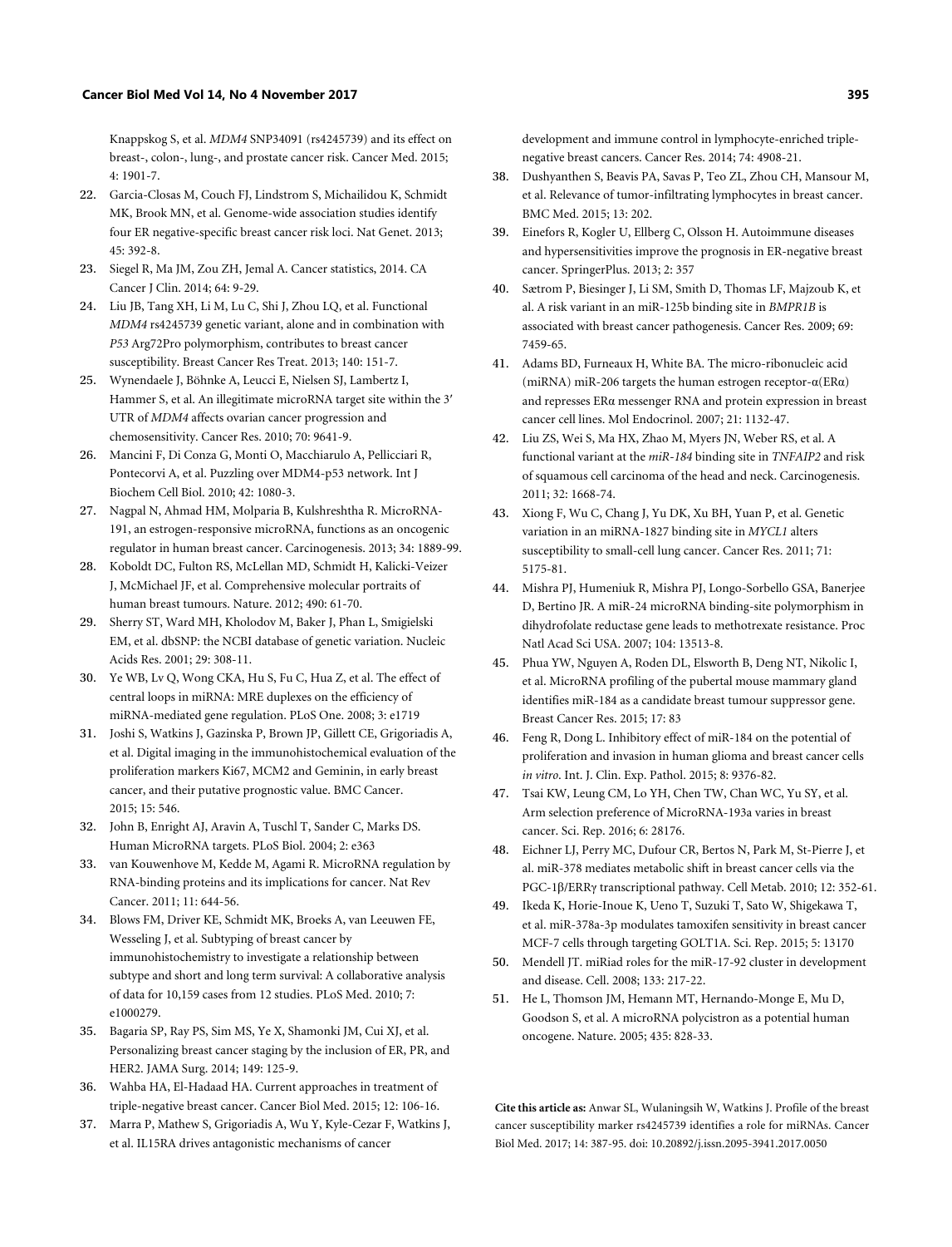Knappskog S, et al. *MDM4* SNP34091 (rs4245739) and its effect on breast-, colon-, lung-, and prostate cancer risk. Cancer Med. 2015; 4: 1901-7.

22. Garcia-Closas M, Couch FJ, Lindstrom S, Michailidou K, Schmidt MK, Brook MN, et al. Genome-wide association studies identify four ER negative-specific breast cancer risk loci. Nat Genet. 2013; 45: 392-8.
23. Siegel R, Ma JM, Zou ZH, Jemal A. Cancer statistics, 2014. CA Cancer J Clin. 2014; 64: 9-29.
24. Liu JB, Tang XH, Li M, Lu C, Shi J, Zhou LQ, et al. Functional *MDM4* rs4245739 genetic variant, alone and in combination with *P53* Arg72Pro polymorphism, contributes to breast cancer susceptibility. Breast Cancer Res Treat. 2013; 140: 151-7.
25. Wynendaele J, Böhnke A, Leucci E, Nielsen SJ, Lambertz I, Hammer S, et al. An illegitimate microRNA target site within the 3′ UTR of *MDM4* affects ovarian cancer progression and chemosensitivity. Cancer Res. 2010; 70: 9641-9.
26. Mancini F, Di Conza G, Monti O, Macchiarulo A, Pellicciari R, Pontecorvi A, et al. Puzzling over MDM4-p53 network. Int J Biochem Cell Biol. 2010; 42: 1080-3.
27. Nagpal N, Ahmad HM, Molparia B, Kulshreshtha R. MicroRNA-191, an estrogen-responsive microRNA, functions as an oncogenic regulator in human breast cancer. Carcinogenesis. 2013; 34: 1889-99.
28. Koboldt DC, Fulton RS, McLellan MD, Schmidt H, Kalicki-Veizer J, McMichael JF, et al. Comprehensive molecular portraits of human breast tumours. Nature. 2012; 490: 61-70.
29. Sherry ST, Ward MH, Kholodov M, Baker J, Phan L, Smigielski EM, et al. dbSNP: the NCBI database of genetic variation. Nucleic Acids Res. 2001; 29: 308-11.
30. Ye WB, Lv Q, Wong CKA, Hu S, Fu C, Hua Z, et al. The effect of central loops in miRNA: MRE duplexes on the efficiency of miRNA-mediated gene regulation. PLoS One. 2008; 3: e1719
31. Joshi S, Watkins J, Gazinska P, Brown JP, Gillett CE, Grigoriadis A, et al. Digital imaging in the immunohistochemical evaluation of the proliferation markers Ki67, MCM2 and Geminin, in early breast cancer, and their putative prognostic value. BMC Cancer. 2015; 15: 546.
32. John B, Enright AJ, Aravin A, Tuschl T, Sander C, Marks DS. Human MicroRNA targets. PLoS Biol. 2004; 2: e363
33. van Kouwenhove M, Kedde M, Agami R. MicroRNA regulation by RNA-binding proteins and its implications for cancer. Nat Rev Cancer. 2011; 11: 644-56.
34. Blows FM, Driver KE, Schmidt MK, Broeks A, van Leeuwen FE, Wesseling J, et al. Subtyping of breast cancer by immunohistochemistry to investigate a relationship between subtype and short and long term survival: A collaborative analysis of data for 10,159 cases from 12 studies. PLoS Med. 2010; 7: e1000279.
35. Bagaria SP, Ray PS, Sim MS, Ye X, Shamonki JM, Cui XJ, et al. Personalizing breast cancer staging by the inclusion of ER, PR, and HER2. JAMA Surg. 2014; 149: 125-9.
36. Wahba HA, El-Hadaad HA. Current approaches in treatment of triple-negative breast cancer. Cancer Biol Med. 2015; 12: 106-16.
37. Marra P, Mathew S, Grigoriadis A, Wu Y, Kyle-Cezar F, Watkins J, et al. IL15RA drives antagonistic mechanisms of cancer development and immune control in lymphocyte-enriched triple-negative breast cancers. Cancer Res. 2014; 74: 4908-21.
38. Dushyanthen S, Beavis PA, Savas P, Teo ZL, Zhou CH, Mansour M, et al. Relevance of tumor-infiltrating lymphocytes in breast cancer. BMC Med. 2015; 13: 202.
39. Einefors R, Kogler U, Ellberg C, Olsson H. Autoimmune diseases and hypersensitivities improve the prognosis in ER-negative breast cancer. SpringerPlus. 2013; 2: 357
40. Sætrom P, Biesinger J, Li SM, Smith D, Thomas LF, Majzoub K, et al. A risk variant in an miR-125b binding site in *BMPR1B* is associated with breast cancer pathogenesis. Cancer Res. 2009; 69: 7459-65.
41. Adams BD, Furneaux H, White BA. The micro-ribonucleic acid (miRNA) miR-206 targets the human estrogen receptor-α(ERα) and represses ERα messenger RNA and protein expression in breast cancer cell lines. Mol Endocrinol. 2007; 21: 1132-47.
42. Liu ZS, Wei S, Ma HX, Zhao M, Myers JN, Weber RS, et al. A functional variant at the *miR-184* binding site in *TNFAIP2* and risk of squamous cell carcinoma of the head and neck. Carcinogenesis. 2011; 32: 1668-74.
43. Xiong F, Wu C, Chang J, Yu DK, Xu BH, Yuan P, et al. Genetic variation in an miRNA-1827 binding site in *MYCL1* alters susceptibility to small-cell lung cancer. Cancer Res. 2011; 71: 5175-81.
44. Mishra PJ, Humeniuk R, Mishra PJ, Longo-Sorbello GSA, Banerjee D, Bertino JR. A miR-24 microRNA binding-site polymorphism in dihydrofolate reductase gene leads to methotrexate resistance. Proc Natl Acad Sci USA. 2007; 104: 13513-8.
45. Phua YW, Nguyen A, Roden DL, Elsworth B, Deng NT, Nikolic I, et al. MicroRNA profiling of the pubertal mouse mammary gland identifies miR-184 as a candidate breast tumour suppressor gene. Breast Cancer Res. 2015; 17: 83
46. Feng R, Dong L. Inhibitory effect of miR-184 on the potential of proliferation and invasion in human glioma and breast cancer cells *in vitro*. Int. J. Clin. Exp. Pathol. 2015; 8: 9376-82.
47. Tsai KW, Leung CM, Lo YH, Chen TW, Chan WC, Yu SY, et al. Arm selection preference of MicroRNA-193a varies in breast cancer. Sci. Rep. 2016; 6: 28176.
48. Eichner LJ, Perry MC, Dufour CR, Bertos N, Park M, St-Pierre J, et al. miR-378 mediates metabolic shift in breast cancer cells via the PGC-1β/ERRγ transcriptional pathway. Cell Metab. 2010; 12: 352-61.
49. Ikeda K, Horie-Inoue K, Ueno T, Suzuki T, Sato W, Shigekawa T, et al. miR-378a-3p modulates tamoxifen sensitivity in breast cancer MCF-7 cells through targeting GOLT1A. Sci. Rep. 2015; 5: 13170
50. Mendell JT. miRiad roles for the miR-17-92 cluster in development and disease. Cell. 2008; 133: 217-22.
51. He L, Thomson JM, Hemann MT, Hernando-Monge E, Mu D, Goodson S, et al. A microRNA polycistron as a potential human oncogene. Nature. 2005; 435: 828-33.

**Cite this article as:** Anwar SL, Wulaningsih W, Watkins J. Profile of the breast cancer susceptibility marker rs4245739 identifies a role for miRNAs. Cancer Biol Med. 2017; 14: 387-95. doi: 10.20892/j.issn.2095-3941.2017.0050